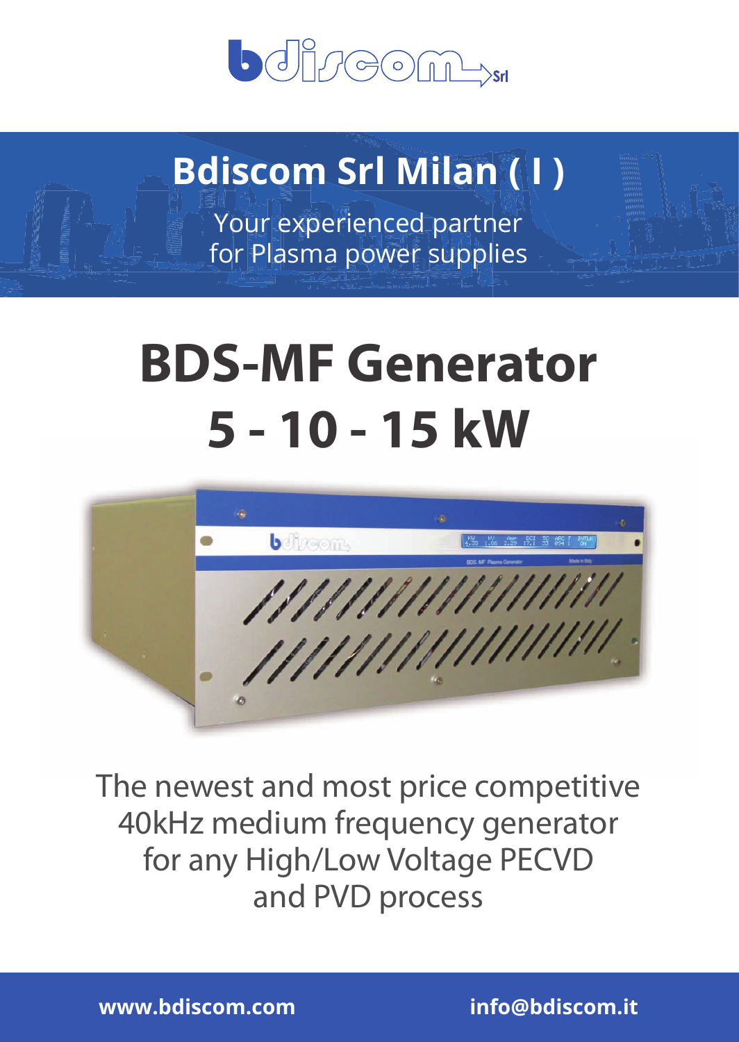bdiscom Srl

## Bdiscom Srl Milan ( I )

Your experienced partner
for Plasma power supplies

# BDS-MF Generator 5 - 10 - 15 kW

The newest and most price competitive
40kHz medium frequency generator
for any High/Low Voltage PECVD
and PVD process

www.bdiscom.com

info@bdiscom.it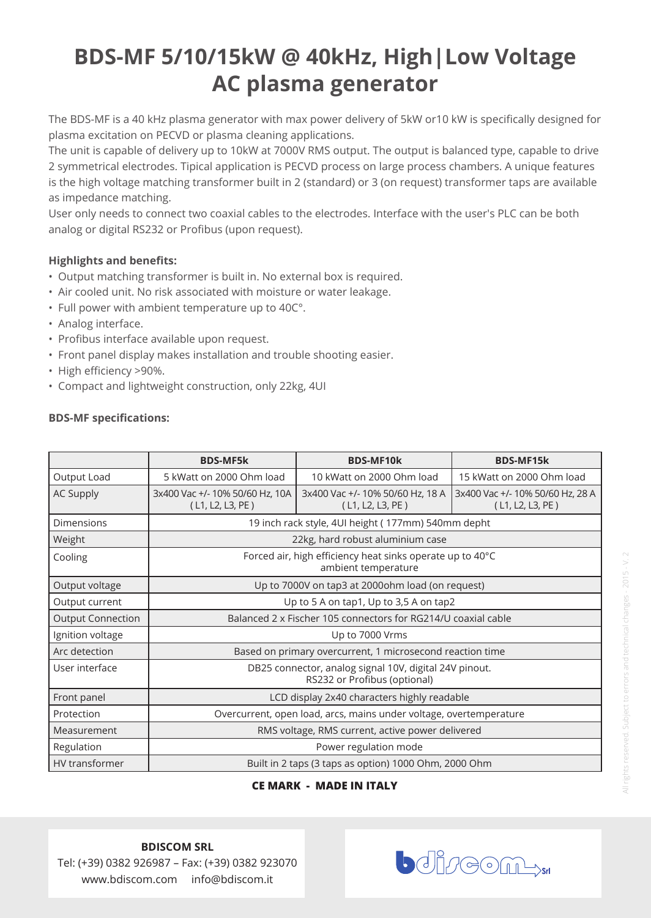# BDS-MF 5/10/15kW @ 40kHz, High|Low Voltage AC plasma generator

The BDS-MF is a 40 kHz plasma generator with max power delivery of 5kW or10 kW is specifically designed for plasma excitation on PECVD or plasma cleaning applications.
The unit is capable of delivery up to 10kW at 7000V RMS output. The output is balanced type, capable to drive 2 symmetrical electrodes. Tipical application is PECVD process on large process chambers. A unique features is the high voltage matching transformer built in 2 (standard) or 3 (on request) transformer taps are available as impedance matching.
User only needs to connect two coaxial cables to the electrodes. Interface with the user's PLC can be both analog or digital RS232 or Profibus (upon request).

**Highlights and benefits:**

- Output matching transformer is built in. No external box is required.
- Air cooled unit. No risk associated with moisture or water leakage.
- Full power with ambient temperature up to 40C°.
- Analog interface.
- Profibus interface available upon request.
- Front panel display makes installation and trouble shooting easier.
- High efficiency >90%.
- Compact and lightweight construction, only 22kg, 4UI

**BDS-MF specifications:**

| | BDS-MF5k | BDS-MF10k | BDS-MF15k |
|---|---|---|---|
| Output Load | 5 kWatt on 2000 Ohm load | 10 kWatt on 2000 Ohm load | 15 kWatt on 2000 Ohm load |
| AC Supply | 3x400 Vac +/- 10% 50/60 Hz, 10A ( L1, L2, L3, PE ) | 3x400 Vac +/- 10% 50/60 Hz, 18 A ( L1, L2, L3, PE ) | 3x400 Vac +/- 10% 50/60 Hz, 28 A ( L1, L2, L3, PE ) |
| Dimensions | 19 inch rack style, 4UI height ( 177mm) 540mm depht | | |
| Weight | 22kg, hard robust aluminium case | | |
| Cooling | Forced air, high efficiency heat sinks operate up to 40°C ambient temperature | | |
| Output voltage | Up to 7000V on tap3 at 2000ohm load (on request) | | |
| Output current | Up to 5 A on tap1, Up to 3,5 A on tap2 | | |
| Output Connection | Balanced 2 x Fischer 105 connectors for RG214/U coaxial cable | | |
| Ignition voltage | Up to 7000 Vrms | | |
| Arc detection | Based on primary overcurrent, 1 microsecond reaction time | | |
| User interface | DB25 connector, analog signal 10V, digital 24V pinout. RS232 or Profibus (optional) | | |
| Front panel | LCD display 2x40 characters highly readable | | |
| Protection | Overcurrent, open load, arcs, mains under voltage, overtemperature | | |
| Measurement | RMS voltage, RMS current, active power delivered | | |
| Regulation | Power regulation mode | | |
| HV transformer | Built in 2 taps (3 taps as option) 1000 Ohm, 2000 Ohm | | |

**CE MARK - MADE IN ITALY**

**BDISCOM SRL**
Tel: (+39) 0382 926987 – Fax: (+39) 0382 923070
www.bdiscom.com info@bdiscom.it

All rights reserved. Subject to errors and technical changes - 2015 - V. 2